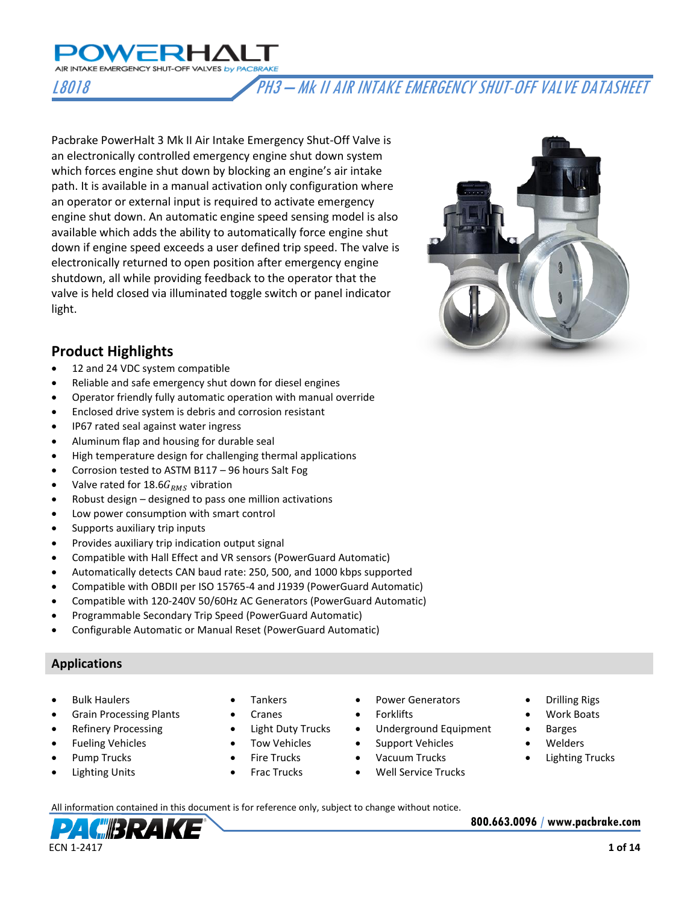# PH3 – Mk II AIR INTAKE EMERGENCY SHUT-OFF VALVE DATASHEET

L8018

Pacbrake PowerHalt 3 Mk II Air Intake Emergency Shut-Off Valve is an electronically controlled emergency engine shut down system which forces engine shut down by blocking an engine's air intake path. It is available in a manual activation only configuration where an operator or external input is required to activate emergency engine shut down. An automatic engine speed sensing model is also available which adds the ability to automatically force engine shut down if engine speed exceeds a user defined trip speed. The valve is electronically returned to open position after emergency engine shutdown, all while providing feedback to the operator that the valve is held closed via illuminated toggle switch or panel indicator light.

## Product Highlights

- 12 and 24 VDC system compatible
- Reliable and safe emergency shut down for diesel engines
- Operator friendly fully automatic operation with manual override
- Enclosed drive system is debris and corrosion resistant
- IP67 rated seal against water ingress
- Aluminum flap and housing for durable seal
- High temperature design for challenging thermal applications
- Corrosion tested to ASTM B117 – 96 hours Salt Fog
- Valve rated for $18.6G_{RMS}$ vibration
- Robust design – designed to pass one million activations
- Low power consumption with smart control
- Supports auxiliary trip inputs
- Provides auxiliary trip indication output signal
- Compatible with Hall Effect and VR sensors (PowerGuard Automatic)
- Automatically detects CAN baud rate: 250, 500, and 1000 kbps supported
- Compatible with OBDII per ISO 15765-4 and J1939 (PowerGuard Automatic)
- Compatible with 120-240V 50/60Hz AC Generators (PowerGuard Automatic)
- Programmable Secondary Trip Speed (PowerGuard Automatic)
- Configurable Automatic or Manual Reset (PowerGuard Automatic)

## Applications

- Bulk Haulers
- Grain Processing Plants
- Refinery Processing
- Fueling Vehicles
- Pump Trucks
- Lighting Units
- Tankers
- Cranes
- Light Duty Trucks
- Tow Vehicles
- Fire Trucks
- Frac Trucks
- Power Generators
- Forklifts
- Underground Equipment
- Support Vehicles
- Vacuum Trucks
- Well Service Trucks
- Drilling Rigs
- Work Boats
- Barges
- Welders
- Lighting Trucks

All information contained in this document is for reference only, subject to change without notice.

800.663.0096 / www.pacbrake.com

ECN 1-2417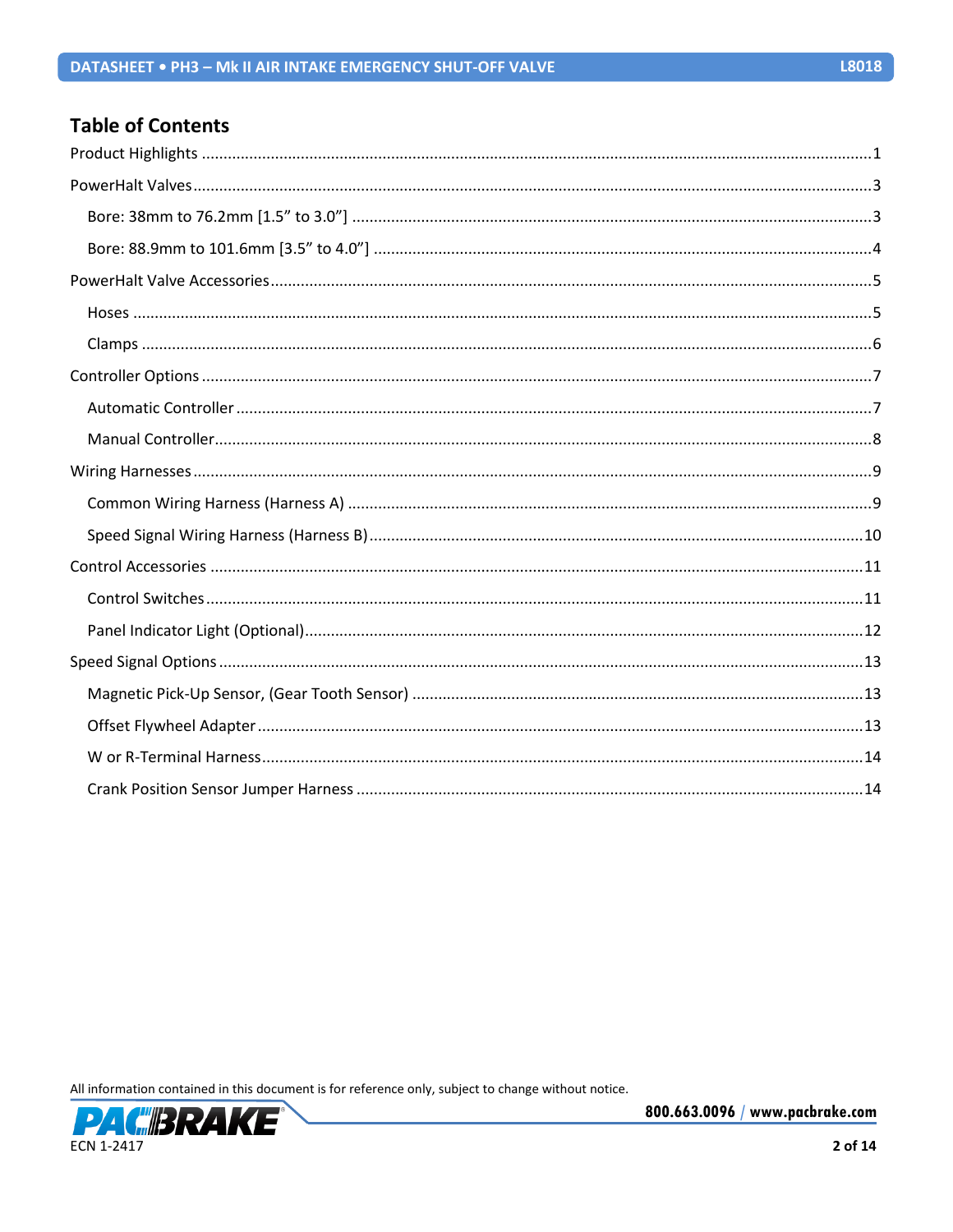## Table of Contents

Product Highlights ........................................................................................................................................1

PowerHalt Valves...........................................................................................................................................3

- Bore: 38mm to 76.2mm [1.5” to 3.0”] .......................................................................................................3
- Bore: 88.9mm to 101.6mm [3.5” to 4.0”] ...................................................................................................4

PowerHalt Valve Accessories..........................................................................................................................5

- Hoses ........................................................................................................................................................5
- Clamps ......................................................................................................................................................6

Controller Options .........................................................................................................................................7

- Automatic Controller .................................................................................................................................7
- Manual Controller......................................................................................................................................8

Wiring Harnesses...........................................................................................................................................9

- Common Wiring Harness (Harness A) ........................................................................................................9
- Speed Signal Wiring Harness (Harness B)..................................................................................................10

Control Accessories .....................................................................................................................................11

- Control Switches......................................................................................................................................11
- Panel Indicator Light (Optional)................................................................................................................12

Speed Signal Options....................................................................................................................................13

- Magnetic Pick-Up Sensor, (Gear Tooth Sensor) ........................................................................................13
- Offset Flywheel Adapter..........................................................................................................................13
- W or R-Terminal Harness..........................................................................................................................14
- Crank Position Sensor Jumper Harness .....................................................................................................14

All information contained in this document is for reference only, subject to change without notice.

ECN 1-2417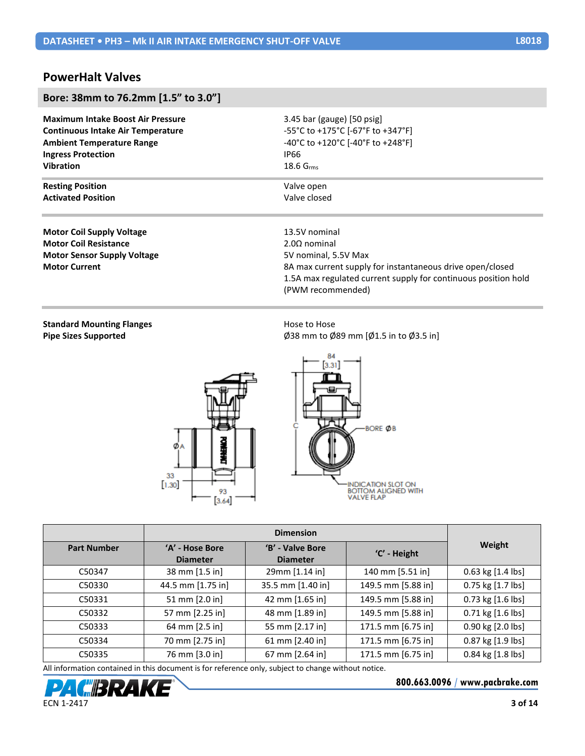## PowerHalt Valves

### Bore: 38mm to 76.2mm [1.5” to 3.0”]

**Maximum Intake Boost Air Pressure** 3.45 bar (gauge) [50 psig]
**Continuous Intake Air Temperature** -55°C to +175°C [-67°F to +347°F]
**Ambient Temperature Range** -40°C to +120°C [-40°F to +248°F]
**Ingress Protection** IP66
**Vibration** 18.6 $G_{rms}$

**Resting Position** Valve open
**Activated Position** Valve closed

**Motor Coil Supply Voltage** 13.5V nominal
**Motor Coil Resistance** 2.0Ω nominal
**Motor Sensor Supply Voltage** 5V nominal, 5.5V Max
**Motor Current** 8A max current supply for instantaneous drive open/closed
1.5A max regulated current supply for continuous position hold (PWM recommended)

**Standard Mounting Flanges** Hose to Hose
**Pipe Sizes Supported** Ø38 mm to Ø89 mm [Ø1.5 in to Ø3.5 in]

ØA
33 [1.30]
93 [3.64]
84 [3.31]
C
BORE ØB
INDICATION SLOT ON BOTTOM ALIGNED WITH VALVE FLAP

| Part Number | Dimension | | | Weight |
|---|---|---|---|---|
| | ‘A’ - Hose Bore Diameter | ‘B’ - Valve Bore Diameter | ‘C’ - Height | |
| C50347 | 38 mm [1.5 in] | 29mm [1.14 in] | 140 mm [5.51 in] | 0.63 kg [1.4 lbs] |
| C50330 | 44.5 mm [1.75 in] | 35.5 mm [1.40 in] | 149.5 mm [5.88 in] | 0.75 kg [1.7 lbs] |
| C50331 | 51 mm [2.0 in] | 42 mm [1.65 in] | 149.5 mm [5.88 in] | 0.73 kg [1.6 lbs] |
| C50332 | 57 mm [2.25 in] | 48 mm [1.89 in] | 149.5 mm [5.88 in] | 0.71 kg [1.6 lbs] |
| C50333 | 64 mm [2.5 in] | 55 mm [2.17 in] | 171.5 mm [6.75 in] | 0.90 kg [2.0 lbs] |
| C50334 | 70 mm [2.75 in] | 61 mm [2.40 in] | 171.5 mm [6.75 in] | 0.87 kg [1.9 lbs] |
| C50335 | 76 mm [3.0 in] | 67 mm [2.64 in] | 171.5 mm [6.75 in] | 0.84 kg [1.8 lbs] |

All information contained in this document is for reference only, subject to change without notice.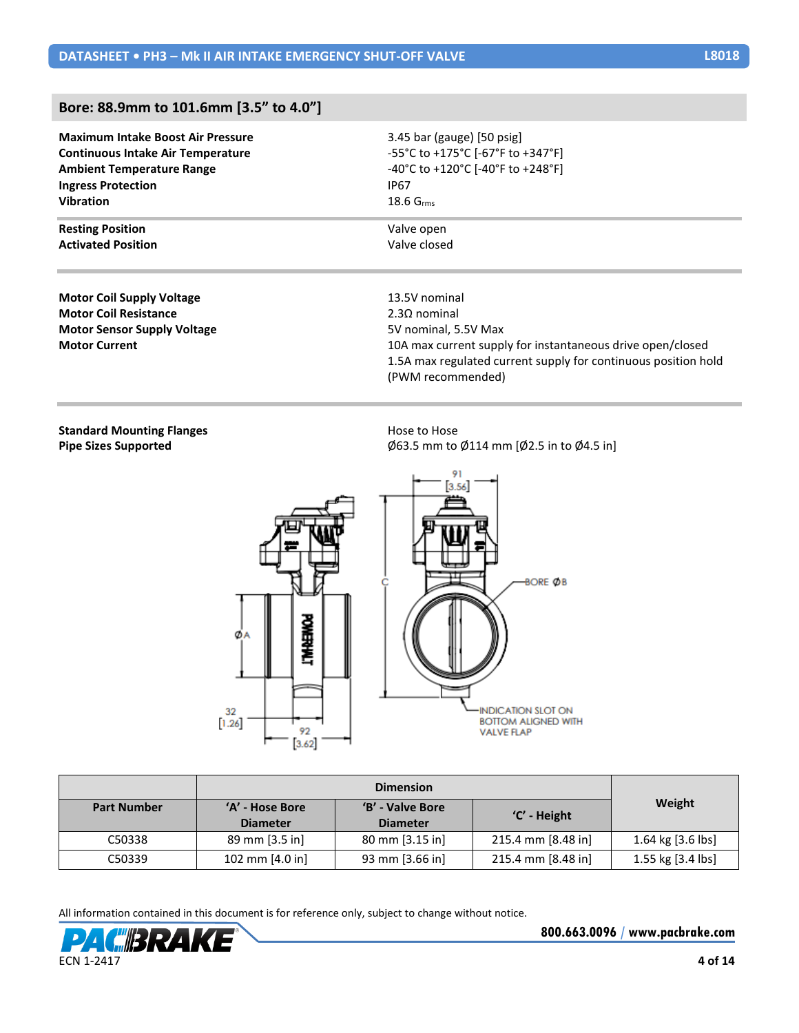## Bore: 88.9mm to 101.6mm [3.5" to 4.0"]

| | |
|---|---|
| **Maximum Intake Boost Air Pressure** | 3.45 bar (gauge) [50 psig] |
| **Continuous Intake Air Temperature** | -55°C to +175°C [-67°F to +347°F] |
| **Ambient Temperature Range** | -40°C to +120°C [-40°F to +248°F] |
| **Ingress Protection** | IP67 |
| **Vibration** | 18.6 $G_{rms}$ |

| | |
|---|---|
| **Resting Position** | Valve open |
| **Activated Position** | Valve closed |

| | |
|---|---|
| **Motor Coil Supply Voltage** | 13.5V nominal |
| **Motor Coil Resistance** | 2.3Ω nominal |
| **Motor Sensor Supply Voltage** | 5V nominal, 5.5V Max |
| **Motor Current** | 10A max current supply for instantaneous drive open/closed<br>1.5A max regulated current supply for continuous position hold (PWM recommended) |

| | |
|---|---|
| **Standard Mounting Flanges** | Hose to Hose |
| **Pipe Sizes Supported** | Ø63.5 mm to Ø114 mm [Ø2.5 in to Ø4.5 in] |

91
[3.56]
C
BORE ØB
ØA
32
[1.26]
92
[3.62]
INDICATION SLOT ON BOTTOM ALIGNED WITH VALVE FLAP

| Part Number | Dimension | | | Weight |
|---|---|---|---|---|
| | 'A' - Hose Bore Diameter | 'B' - Valve Bore Diameter | 'C' - Height | |
| C50338 | 89 mm [3.5 in] | 80 mm [3.15 in] | 215.4 mm [8.48 in] | 1.64 kg [3.6 lbs] |
| C50339 | 102 mm [4.0 in] | 93 mm [3.66 in] | 215.4 mm [8.48 in] | 1.55 kg [3.4 lbs] |

All information contained in this document is for reference only, subject to change without notice.

800.663.0096 / www.pacbrake.com

ECN 1-2417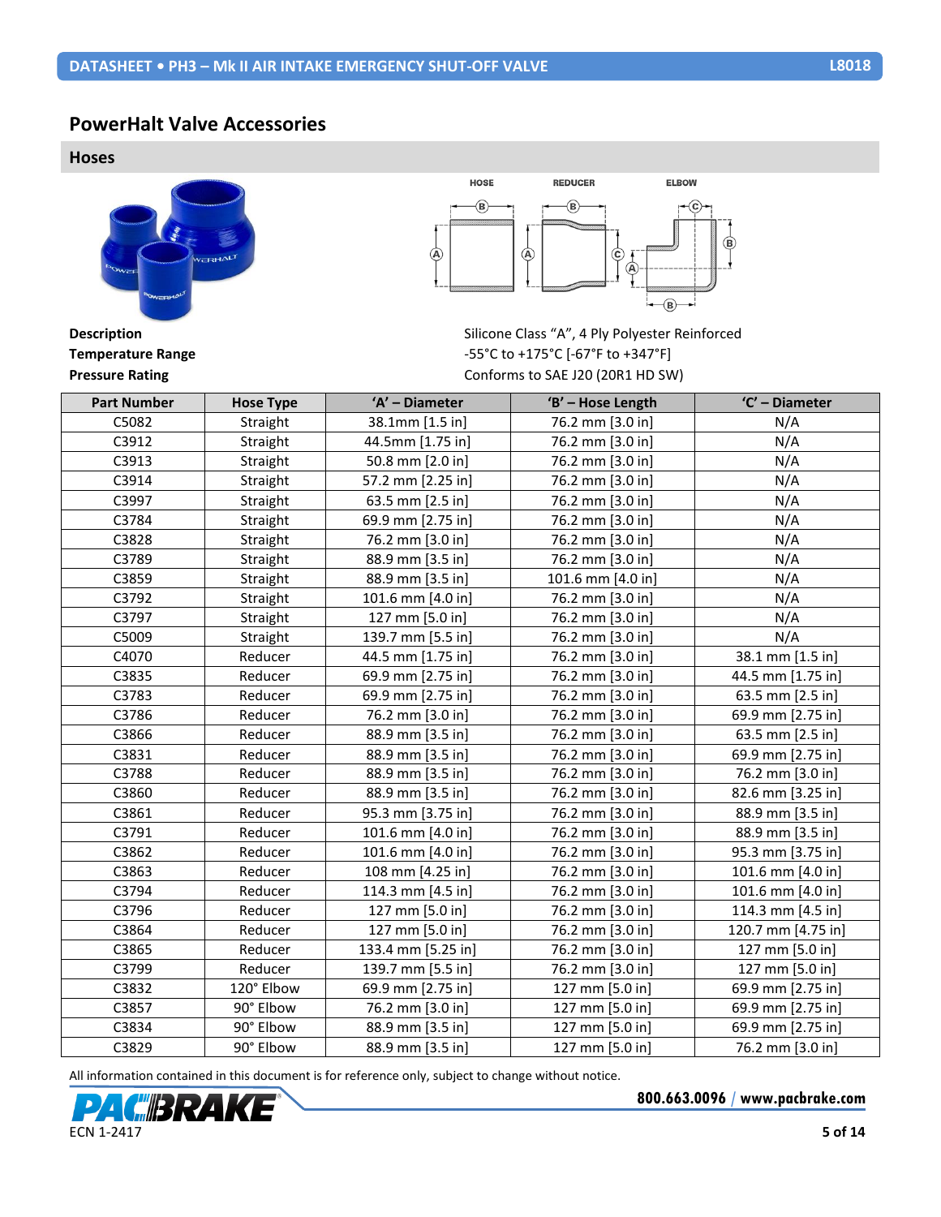## PowerHalt Valve Accessories

### Hoses

HOSE
REDUCER
ELBOW

| | |
|---|---|
| **Description** | Silicone Class "A", 4 Ply Polyester Reinforced |
| **Temperature Range** | -55°C to +175°C [-67°F to +347°F] |
| **Pressure Rating** | Conforms to SAE J20 (20R1 HD SW) |

| Part Number | Hose Type | 'A' – Diameter | 'B' – Hose Length | 'C' – Diameter |
|---|---|---|---|---|
| C5082 | Straight | 38.1mm [1.5 in] | 76.2 mm [3.0 in] | N/A |
| C3912 | Straight | 44.5mm [1.75 in] | 76.2 mm [3.0 in] | N/A |
| C3913 | Straight | 50.8 mm [2.0 in] | 76.2 mm [3.0 in] | N/A |
| C3914 | Straight | 57.2 mm [2.25 in] | 76.2 mm [3.0 in] | N/A |
| C3997 | Straight | 63.5 mm [2.5 in] | 76.2 mm [3.0 in] | N/A |
| C3784 | Straight | 69.9 mm [2.75 in] | 76.2 mm [3.0 in] | N/A |
| C3828 | Straight | 76.2 mm [3.0 in] | 76.2 mm [3.0 in] | N/A |
| C3789 | Straight | 88.9 mm [3.5 in] | 76.2 mm [3.0 in] | N/A |
| C3859 | Straight | 88.9 mm [3.5 in] | 101.6 mm [4.0 in] | N/A |
| C3792 | Straight | 101.6 mm [4.0 in] | 76.2 mm [3.0 in] | N/A |
| C3797 | Straight | 127 mm [5.0 in] | 76.2 mm [3.0 in] | N/A |
| C5009 | Straight | 139.7 mm [5.5 in] | 76.2 mm [3.0 in] | N/A |
| C4070 | Reducer | 44.5 mm [1.75 in] | 76.2 mm [3.0 in] | 38.1 mm [1.5 in] |
| C3835 | Reducer | 69.9 mm [2.75 in] | 76.2 mm [3.0 in] | 44.5 mm [1.75 in] |
| C3783 | Reducer | 69.9 mm [2.75 in] | 76.2 mm [3.0 in] | 63.5 mm [2.5 in] |
| C3786 | Reducer | 76.2 mm [3.0 in] | 76.2 mm [3.0 in] | 69.9 mm [2.75 in] |
| C3866 | Reducer | 88.9 mm [3.5 in] | 76.2 mm [3.0 in] | 63.5 mm [2.5 in] |
| C3831 | Reducer | 88.9 mm [3.5 in] | 76.2 mm [3.0 in] | 69.9 mm [2.75 in] |
| C3788 | Reducer | 88.9 mm [3.5 in] | 76.2 mm [3.0 in] | 76.2 mm [3.0 in] |
| C3860 | Reducer | 88.9 mm [3.5 in] | 76.2 mm [3.0 in] | 82.6 mm [3.25 in] |
| C3861 | Reducer | 95.3 mm [3.75 in] | 76.2 mm [3.0 in] | 88.9 mm [3.5 in] |
| C3791 | Reducer | 101.6 mm [4.0 in] | 76.2 mm [3.0 in] | 88.9 mm [3.5 in] |
| C3862 | Reducer | 101.6 mm [4.0 in] | 76.2 mm [3.0 in] | 95.3 mm [3.75 in] |
| C3863 | Reducer | 108 mm [4.25 in] | 76.2 mm [3.0 in] | 101.6 mm [4.0 in] |
| C3794 | Reducer | 114.3 mm [4.5 in] | 76.2 mm [3.0 in] | 101.6 mm [4.0 in] |
| C3796 | Reducer | 127 mm [5.0 in] | 76.2 mm [3.0 in] | 114.3 mm [4.5 in] |
| C3864 | Reducer | 127 mm [5.0 in] | 76.2 mm [3.0 in] | 120.7 mm [4.75 in] |
| C3865 | Reducer | 133.4 mm [5.25 in] | 76.2 mm [3.0 in] | 127 mm [5.0 in] |
| C3799 | Reducer | 139.7 mm [5.5 in] | 76.2 mm [3.0 in] | 127 mm [5.0 in] |
| C3832 | 120° Elbow | 69.9 mm [2.75 in] | 127 mm [5.0 in] | 69.9 mm [2.75 in] |
| C3857 | 90° Elbow | 76.2 mm [3.0 in] | 127 mm [5.0 in] | 69.9 mm [2.75 in] |
| C3834 | 90° Elbow | 88.9 mm [3.5 in] | 127 mm [5.0 in] | 69.9 mm [2.75 in] |
| C3829 | 90° Elbow | 88.9 mm [3.5 in] | 127 mm [5.0 in] | 76.2 mm [3.0 in] |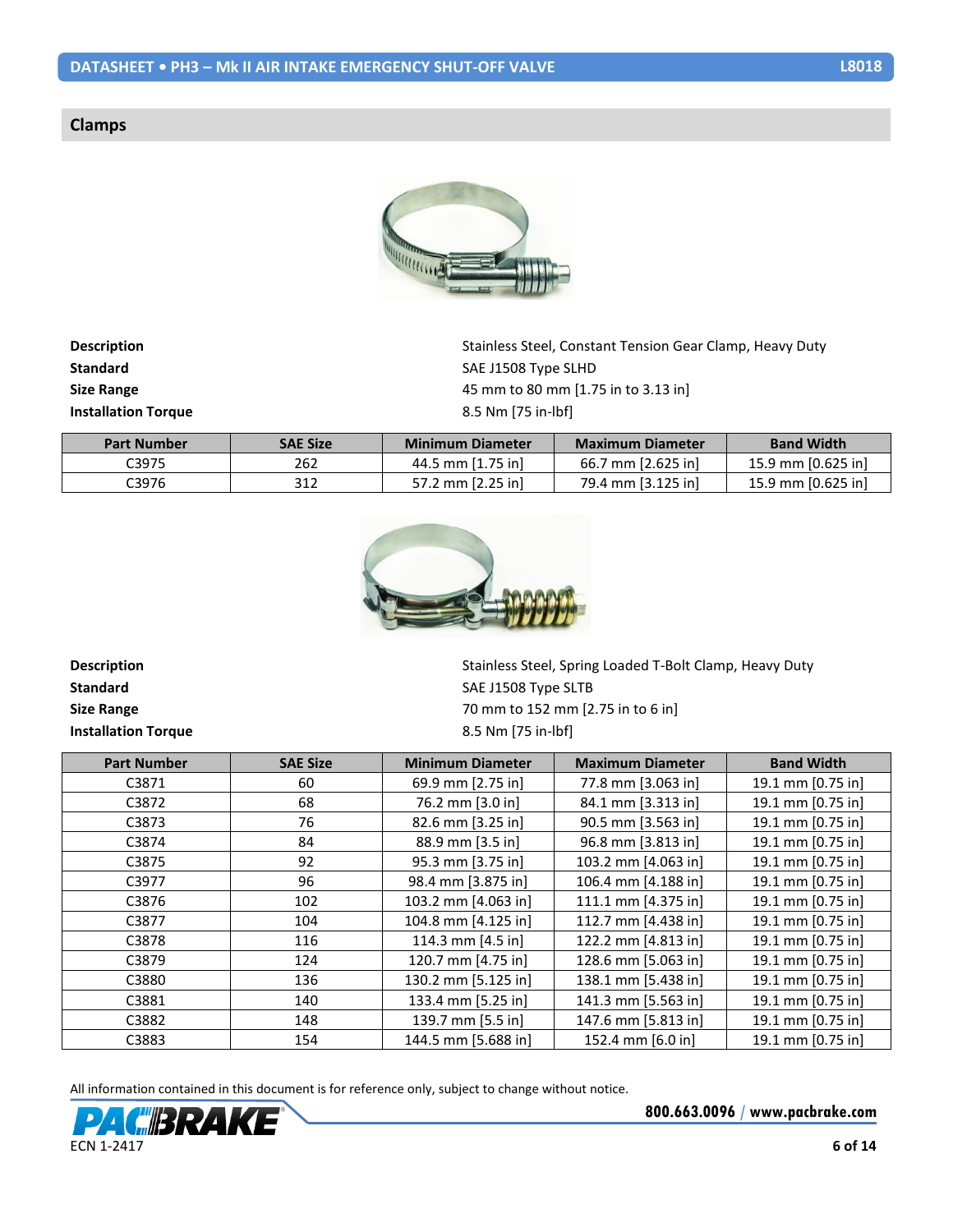## Clamps

| | |
|---|---|
| **Description** | Stainless Steel, Constant Tension Gear Clamp, Heavy Duty |
| **Standard** | SAE J1508 Type SLHD |
| **Size Range** | 45 mm to 80 mm [1.75 in to 3.13 in] |
| **Installation Torque** | 8.5 Nm [75 in-lbf] |

| Part Number | SAE Size | Minimum Diameter | Maximum Diameter | Band Width |
|---|---|---|---|---|
| C3975 | 262 | 44.5 mm [1.75 in] | 66.7 mm [2.625 in] | 15.9 mm [0.625 in] |
| C3976 | 312 | 57.2 mm [2.25 in] | 79.4 mm [3.125 in] | 15.9 mm [0.625 in] |

| | |
|---|---|
| **Description** | Stainless Steel, Spring Loaded T-Bolt Clamp, Heavy Duty |
| **Standard** | SAE J1508 Type SLTB |
| **Size Range** | 70 mm to 152 mm [2.75 in to 6 in] |
| **Installation Torque** | 8.5 Nm [75 in-lbf] |

| Part Number | SAE Size | Minimum Diameter | Maximum Diameter | Band Width |
|---|---|---|---|---|
| C3871 | 60 | 69.9 mm [2.75 in] | 77.8 mm [3.063 in] | 19.1 mm [0.75 in] |
| C3872 | 68 | 76.2 mm [3.0 in] | 84.1 mm [3.313 in] | 19.1 mm [0.75 in] |
| C3873 | 76 | 82.6 mm [3.25 in] | 90.5 mm [3.563 in] | 19.1 mm [0.75 in] |
| C3874 | 84 | 88.9 mm [3.5 in] | 96.8 mm [3.813 in] | 19.1 mm [0.75 in] |
| C3875 | 92 | 95.3 mm [3.75 in] | 103.2 mm [4.063 in] | 19.1 mm [0.75 in] |
| C3977 | 96 | 98.4 mm [3.875 in] | 106.4 mm [4.188 in] | 19.1 mm [0.75 in] |
| C3876 | 102 | 103.2 mm [4.063 in] | 111.1 mm [4.375 in] | 19.1 mm [0.75 in] |
| C3877 | 104 | 104.8 mm [4.125 in] | 112.7 mm [4.438 in] | 19.1 mm [0.75 in] |
| C3878 | 116 | 114.3 mm [4.5 in] | 122.2 mm [4.813 in] | 19.1 mm [0.75 in] |
| C3879 | 124 | 120.7 mm [4.75 in] | 128.6 mm [5.063 in] | 19.1 mm [0.75 in] |
| C3880 | 136 | 130.2 mm [5.125 in] | 138.1 mm [5.438 in] | 19.1 mm [0.75 in] |
| C3881 | 140 | 133.4 mm [5.25 in] | 141.3 mm [5.563 in] | 19.1 mm [0.75 in] |
| C3882 | 148 | 139.7 mm [5.5 in] | 147.6 mm [5.813 in] | 19.1 mm [0.75 in] |
| C3883 | 154 | 144.5 mm [5.688 in] | 152.4 mm [6.0 in] | 19.1 mm [0.75 in] |

All information contained in this document is for reference only, subject to change without notice.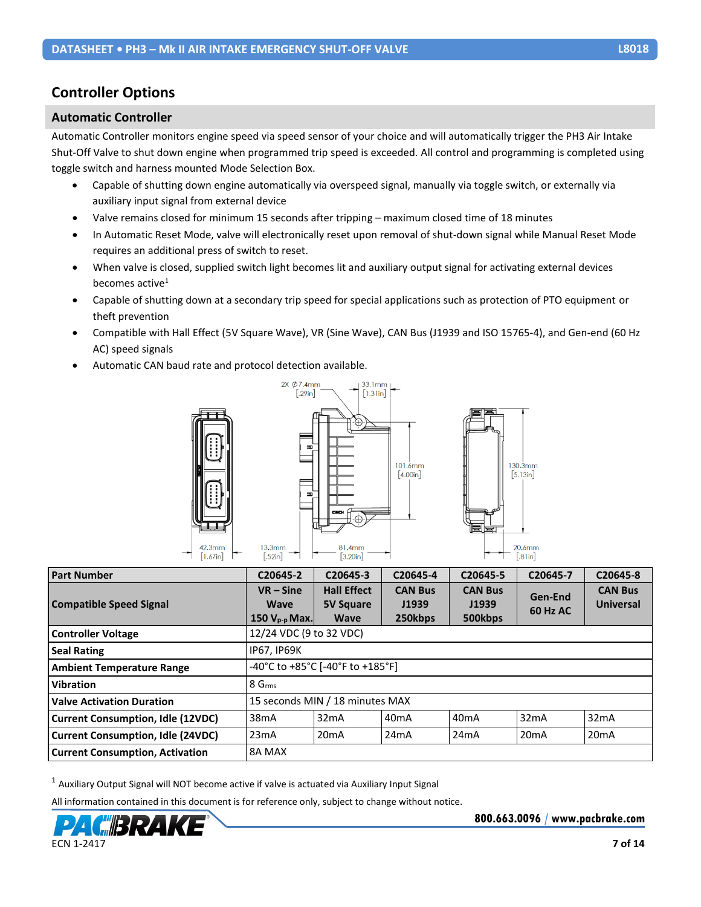## Controller Options

### Automatic Controller

Automatic Controller monitors engine speed via speed sensor of your choice and will automatically trigger the PH3 Air Intake Shut-Off Valve to shut down engine when programmed trip speed is exceeded. All control and programming is completed using toggle switch and harness mounted Mode Selection Box.

- Capable of shutting down engine automatically via overspeed signal, manually via toggle switch, or externally via auxiliary input signal from external device
- Valve remains closed for minimum 15 seconds after tripping – maximum closed time of 18 minutes
- In Automatic Reset Mode, valve will electronically reset upon removal of shut-down signal while Manual Reset Mode requires an additional press of switch to reset.
- When valve is closed, supplied switch light becomes lit and auxiliary output signal for activating external devices becomes active[1]
- Capable of shutting down at a secondary trip speed for special applications such as protection of PTO equipment or theft prevention
- Compatible with Hall Effect (5V Square Wave), VR (Sine Wave), CAN Bus (J1939 and ISO 15765-4), and Gen-end (60 Hz AC) speed signals
- Automatic CAN baud rate and protocol detection available.

2X Ø7.4mm [.29in]
33.1mm [1.31in]
101.6mm [4.00in]
130.3mm [5.13in]
42.3mm [1.67in]
13.3mm [.52in]
81.4mm [3.20in]
20.6mm [.81in]

| Part Number | C20645-2 | C20645-3 | C20645-4 | C20645-5 | C20645-7 | C20645-8 |
|---|---|---|---|---|---|---|
| Compatible Speed Signal | VR – Sine Wave 150 $V_{p-p}$ Max. | Hall Effect 5V Square Wave | CAN Bus J1939 250kbps | CAN Bus J1939 500kbps | Gen-End 60 Hz AC | CAN Bus Universal |
| Controller Voltage | 12/24 VDC (9 to 32 VDC) | | | | | |
| Seal Rating | IP67, IP69K | | | | | |
| Ambient Temperature Range | -40°C to +85°C [-40°F to +185°F] | | | | | |
| Vibration | 8 $G_{rms}$ | | | | | |
| Valve Activation Duration | 15 seconds MIN / 18 minutes MAX | | | | | |
| Current Consumption, Idle (12VDC) | 38mA | 32mA | 40mA | 40mA | 32mA | 32mA |
| Current Consumption, Idle (24VDC) | 23mA | 20mA | 24mA | 24mA | 20mA | 20mA |
| Current Consumption, Activation | 8A MAX | | | | | |

[1] Auxiliary Output Signal will NOT become active if valve is actuated via Auxiliary Input Signal

All information contained in this document is for reference only, subject to change without notice.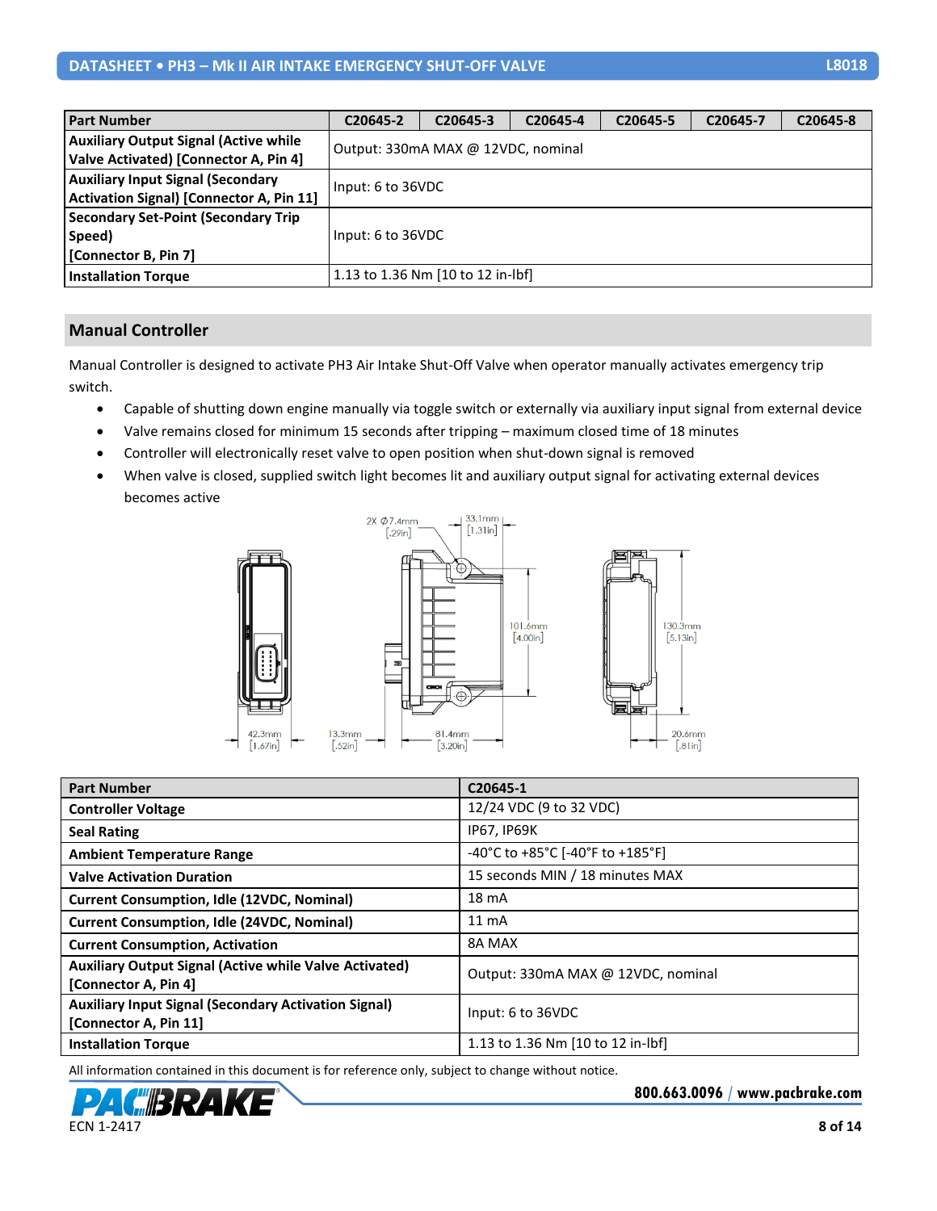| Part Number | C20645-2 | C20645-3 | C20645-4 | C20645-5 | C20645-7 | C20645-8 |
|---|---|---|---|---|---|---|
| Auxiliary Output Signal (Active while Valve Activated) [Connector A, Pin 4] | Output: 330mA MAX @ 12VDC, nominal | | | | | |
| Auxiliary Input Signal (Secondary Activation Signal) [Connector A, Pin 11] | Input: 6 to 36VDC | | | | | |
| Secondary Set-Point (Secondary Trip Speed) [Connector B, Pin 7] | Input: 6 to 36VDC | | | | | |
| Installation Torque | 1.13 to 1.36 Nm [10 to 12 in-lbf] | | | | | |

## Manual Controller

Manual Controller is designed to activate PH3 Air Intake Shut-Off Valve when operator manually activates emergency trip switch.

- Capable of shutting down engine manually via toggle switch or externally via auxiliary input signal from external device
- Valve remains closed for minimum 15 seconds after tripping – maximum closed time of 18 minutes
- Controller will electronically reset valve to open position when shut-down signal is removed
- When valve is closed, supplied switch light becomes lit and auxiliary output signal for activating external devices becomes active

2X Ø7.4mm [.29in]
33.1mm [1.31in]
101.6mm [4.00in]
130.3mm [5.13in]
42.3mm [1.67in]
13.3mm [.52in]
81.4mm [3.20in]
20.6mm [.81in]

| Part Number | C20645-1 |
|---|---|
| Controller Voltage | 12/24 VDC (9 to 32 VDC) |
| Seal Rating | IP67, IP69K |
| Ambient Temperature Range | -40°C to +85°C [-40°F to +185°F] |
| Valve Activation Duration | 15 seconds MIN / 18 minutes MAX |
| Current Consumption, Idle (12VDC, Nominal) | 18 mA |
| Current Consumption, Idle (24VDC, Nominal) | 11 mA |
| Current Consumption, Activation | 8A MAX |
| Auxiliary Output Signal (Active while Valve Activated) [Connector A, Pin 4] | Output: 330mA MAX @ 12VDC, nominal |
| Auxiliary Input Signal (Secondary Activation Signal) [Connector A, Pin 11] | Input: 6 to 36VDC |
| Installation Torque | 1.13 to 1.36 Nm [10 to 12 in-lbf] |

All information contained in this document is for reference only, subject to change without notice.

800.663.0096 / www.pacbrake.com

ECN 1-2417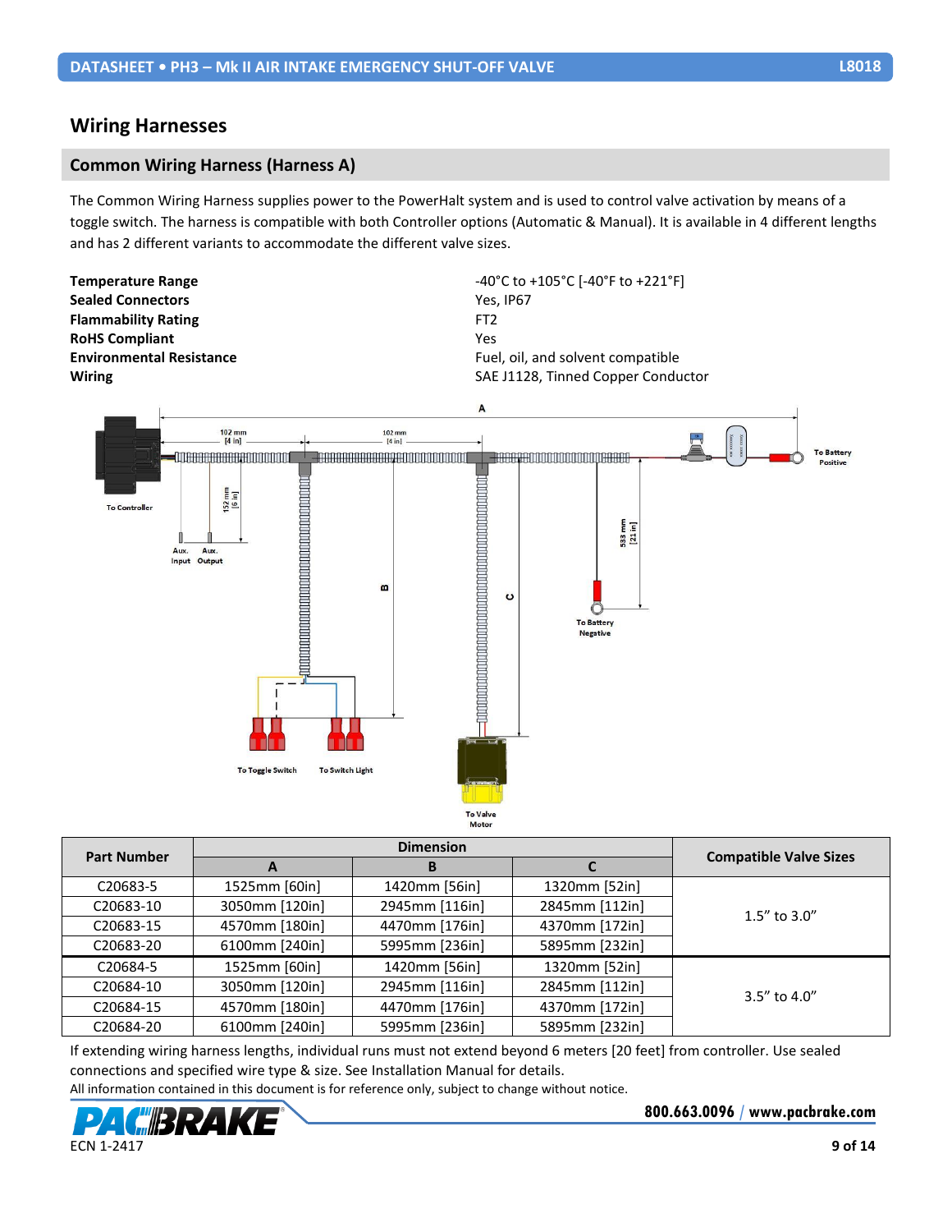## Wiring Harnesses

### Common Wiring Harness (Harness A)

The Common Wiring Harness supplies power to the PowerHalt system and is used to control valve activation by means of a toggle switch. The harness is compatible with both Controller options (Automatic & Manual). It is available in 4 different lengths and has 2 different variants to accommodate the different valve sizes.

| | |
|---|---|
| **Temperature Range** | -40°C to +105°C [-40°F to +221°F] |
| **Sealed Connectors** | Yes, IP67 |
| **Flammability Rating** | FT2 |
| **RoHS Compliant** | Yes |
| **Environmental Resistance** | Fuel, oil, and solvent compatible |
| **Wiring** | SAE J1128, Tinned Copper Conductor |

A

102 mm [4 in]

102 mm [4 in]

152 mm [6 in]

533 mm [21 in]

B

C

To Controller

Aux. Input

Aux. Output

To Battery Positive

To Battery Negative

To Toggle Switch

To Switch Light

To Valve Motor

| Part Number | Dimension | | | Compatible Valve Sizes |
|---|---|---|---|---|
| | A | B | C | |
| C20683-5 | 1525mm [60in] | 1420mm [56in] | 1320mm [52in] | 1.5" to 3.0" |
| C20683-10 | 3050mm [120in] | 2945mm [116in] | 2845mm [112in] | |
| C20683-15 | 4570mm [180in] | 4470mm [176in] | 4370mm [172in] | |
| C20683-20 | 6100mm [240in] | 5995mm [236in] | 5895mm [232in] | |
| C20684-5 | 1525mm [60in] | 1420mm [56in] | 1320mm [52in] | 3.5" to 4.0" |
| C20684-10 | 3050mm [120in] | 2945mm [116in] | 2845mm [112in] | |
| C20684-15 | 4570mm [180in] | 4470mm [176in] | 4370mm [172in] | |
| C20684-20 | 6100mm [240in] | 5995mm [236in] | 5895mm [232in] | |

If extending wiring harness lengths, individual runs must not extend beyond 6 meters [20 feet] from controller. Use sealed connections and specified wire type & size. See Installation Manual for details.

All information contained in this document is for reference only, subject to change without notice.

ECN 1-2417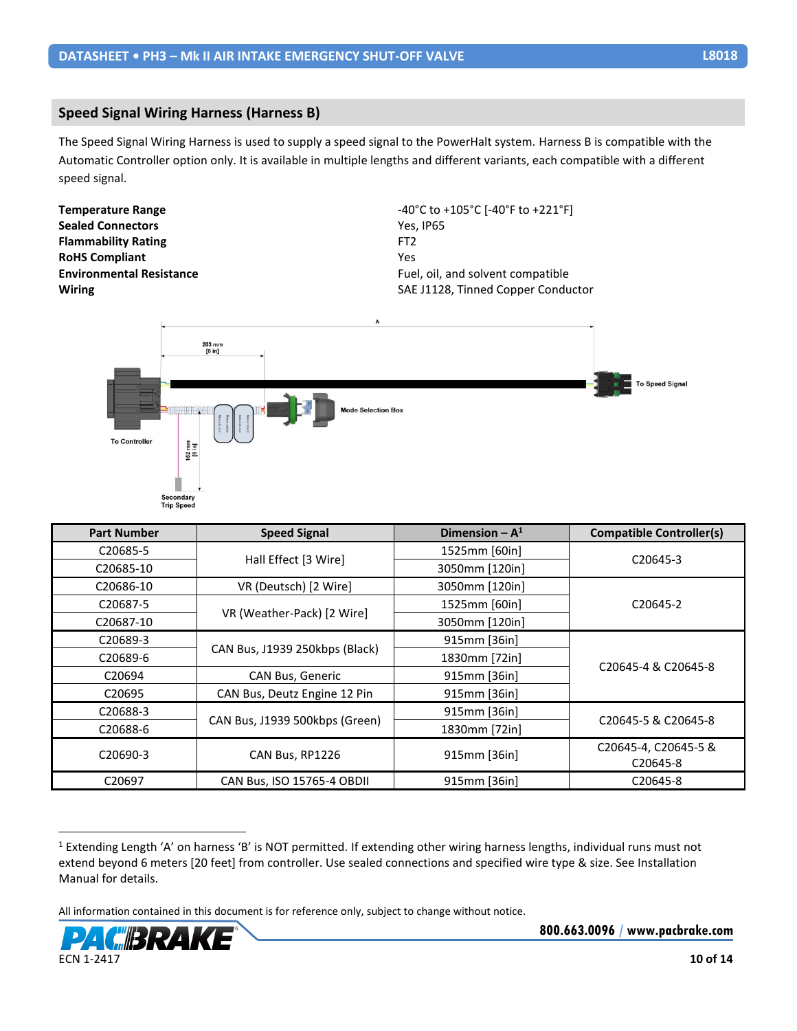## Speed Signal Wiring Harness (Harness B)

The Speed Signal Wiring Harness is used to supply a speed signal to the PowerHalt system. Harness B is compatible with the Automatic Controller option only. It is available in multiple lengths and different variants, each compatible with a different speed signal.

| | |
|---|---|
| **Temperature Range** | -40°C to +105°C [-40°F to +221°F] |
| **Sealed Connectors** | Yes, IP65 |
| **Flammability Rating** | FT2 |
| **RoHS Compliant** | Yes |
| **Environmental Resistance** | Fuel, oil, and solvent compatible |
| **Wiring** | SAE J1128, Tinned Copper Conductor |

A

203 mm
[8 in]

To Speed Signal

Mode Selection Box

To Controller

152 mm
[6 in]

Secondary
Trip Speed

| Part Number | Speed Signal | Dimension – A[1] | Compatible Controller(s) |
|---|---|---|---|
| C20685-5 | Hall Effect [3 Wire] | 1525mm [60in] | C20645-3 |
| C20685-10 | | 3050mm [120in] | |
| C20686-10 | VR (Deutsch) [2 Wire] | 3050mm [120in] | C20645-2 |
| C20687-5 | VR (Weather-Pack) [2 Wire] | 1525mm [60in] | |
| C20687-10 | | 3050mm [120in] | |
| C20689-3 | CAN Bus, J1939 250kbps (Black) | 915mm [36in] | C20645-4 & C20645-8 |
| C20689-6 | | 1830mm [72in] | |
| C20694 | CAN Bus, Generic | 915mm [36in] | |
| C20695 | CAN Bus, Deutz Engine 12 Pin | 915mm [36in] | |
| C20688-3 | CAN Bus, J1939 500kbps (Green) | 915mm [36in] | C20645-5 & C20645-8 |
| C20688-6 | | 1830mm [72in] | |
| C20690-3 | CAN Bus, RP1226 | 915mm [36in] | C20645-4, C20645-5 & C20645-8 |
| C20697 | CAN Bus, ISO 15765-4 OBDII | 915mm [36in] | C20645-8 |

[1] Extending Length 'A' on harness 'B' is NOT permitted. If extending other wiring harness lengths, individual runs must not extend beyond 6 meters [20 feet] from controller. Use sealed connections and specified wire type & size. See Installation Manual for details.

All information contained in this document is for reference only, subject to change without notice.

800.663.0096 / www.pacbrake.com

ECN 1-2417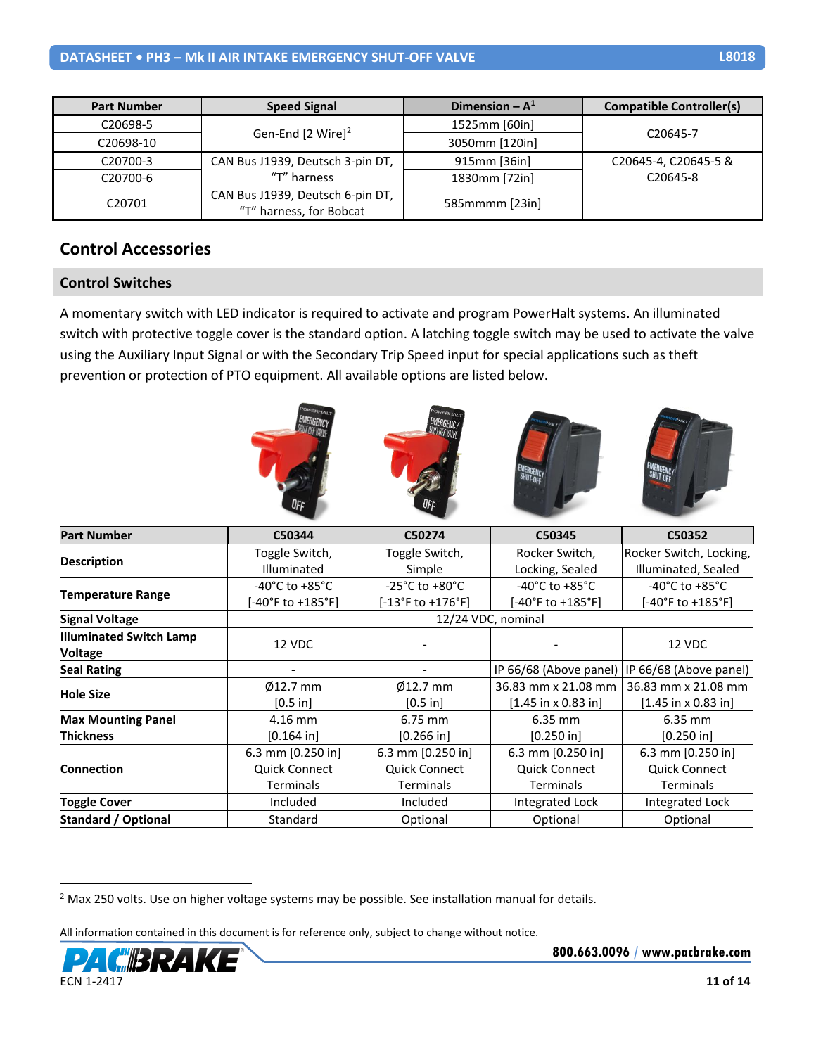| Part Number | Speed Signal | Dimension – A[1] | Compatible Controller(s) |
|---|---|---|---|
| C20698-5 | Gen-End [2 Wire][2] | 1525mm [60in] | C20645-7 |
| C20698-10 | | 3050mm [120in] | |
| C20700-3 | CAN Bus J1939, Deutsch 3-pin DT, “T” harness | 915mm [36in] | C20645-4, C20645-5 & C20645-8 |
| C20700-6 | | 1830mm [72in] | |
| C20701 | CAN Bus J1939, Deutsch 6-pin DT, “T” harness, for Bobcat | 585mmmm [23in] | |

## Control Accessories

### Control Switches

A momentary switch with LED indicator is required to activate and program PowerHalt systems. An illuminated switch with protective toggle cover is the standard option. A latching toggle switch may be used to activate the valve using the Auxiliary Input Signal or with the Secondary Trip Speed input for special applications such as theft prevention or protection of PTO equipment. All available options are listed below.

| Part Number | C50344 | C50274 | C50345 | C50352 |
|---|---|---|---|---|
| Description | Toggle Switch, Illuminated | Toggle Switch, Simple | Rocker Switch, Locking, Sealed | Rocker Switch, Locking, Illuminated, Sealed |
| Temperature Range | -40°C to +85°C [-40°F to +185°F] | -25°C to +80°C [-13°F to +176°F] | -40°C to +85°C [-40°F to +185°F] | -40°C to +85°C [-40°F to +185°F] |
| Signal Voltage | 12/24 VDC, nominal | | | |
| Illuminated Switch Lamp Voltage | 12 VDC | - | - | 12 VDC |
| Seal Rating | - | - | IP 66/68 (Above panel) | IP 66/68 (Above panel) |
| Hole Size | Ø12.7 mm [0.5 in] | Ø12.7 mm [0.5 in] | 36.83 mm x 21.08 mm [1.45 in x 0.83 in] | 36.83 mm x 21.08 mm [1.45 in x 0.83 in] |
| Max Mounting Panel Thickness | 4.16 mm [0.164 in] | 6.75 mm [0.266 in] | 6.35 mm [0.250 in] | 6.35 mm [0.250 in] |
| Connection | 6.3 mm [0.250 in] Quick Connect Terminals | 6.3 mm [0.250 in] Quick Connect Terminals | 6.3 mm [0.250 in] Quick Connect Terminals | 6.3 mm [0.250 in] Quick Connect Terminals |
| Toggle Cover | Included | Included | Integrated Lock | Integrated Lock |
| Standard / Optional | Standard | Optional | Optional | Optional |

[2] Max 250 volts. Use on higher voltage systems may be possible. See installation manual for details.

All information contained in this document is for reference only, subject to change without notice.

800.663.0096 / www.pacbrake.com

ECN 1-2417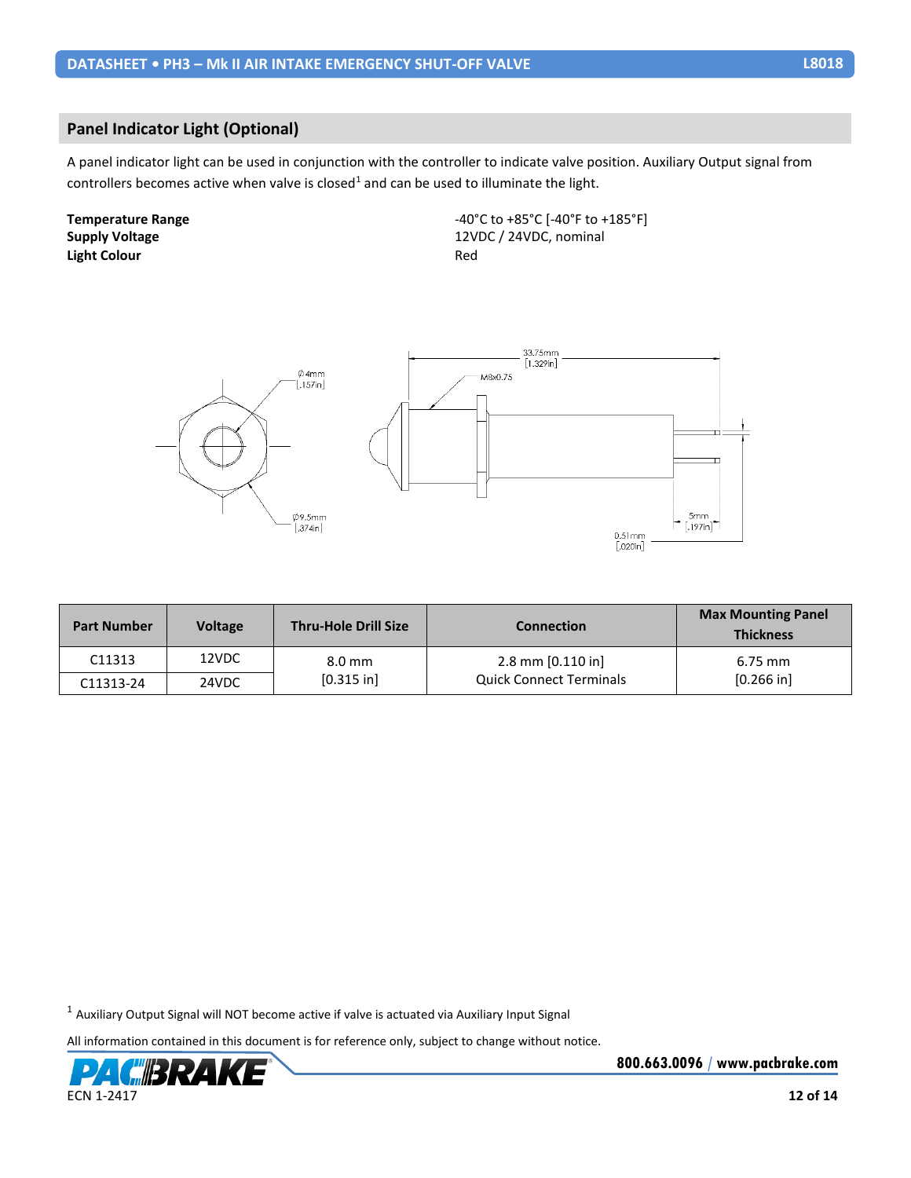## Panel Indicator Light (Optional)

A panel indicator light can be used in conjunction with the controller to indicate valve position. Auxiliary Output signal from controllers becomes active when valve is closed[1] and can be used to illuminate the light.

| | |
|---|---|
| **Temperature Range** | -40°C to +85°C [-40°F to +185°F] |
| **Supply Voltage** | 12VDC / 24VDC, nominal |
| **Light Colour** | Red |

Ø4mm [.157in]
Ø9.5mm [.374in]
33.75mm [1.329in]
M8x0.75
5mm [.197in]
0.51mm [.020in]

| Part Number | Voltage | Thru-Hole Drill Size | Connection | Max Mounting Panel Thickness |
|---|---|---|---|---|
| C11313 | 12VDC | 8.0 mm [0.315 in] | 2.8 mm [0.110 in] Quick Connect Terminals | 6.75 mm [0.266 in] |
| C11313-24 | 24VDC | | | |

[1] Auxiliary Output Signal will NOT become active if valve is actuated via Auxiliary Input Signal

All information contained in this document is for reference only, subject to change without notice.

800.663.0096 / www.pacbrake.com

ECN 1-2417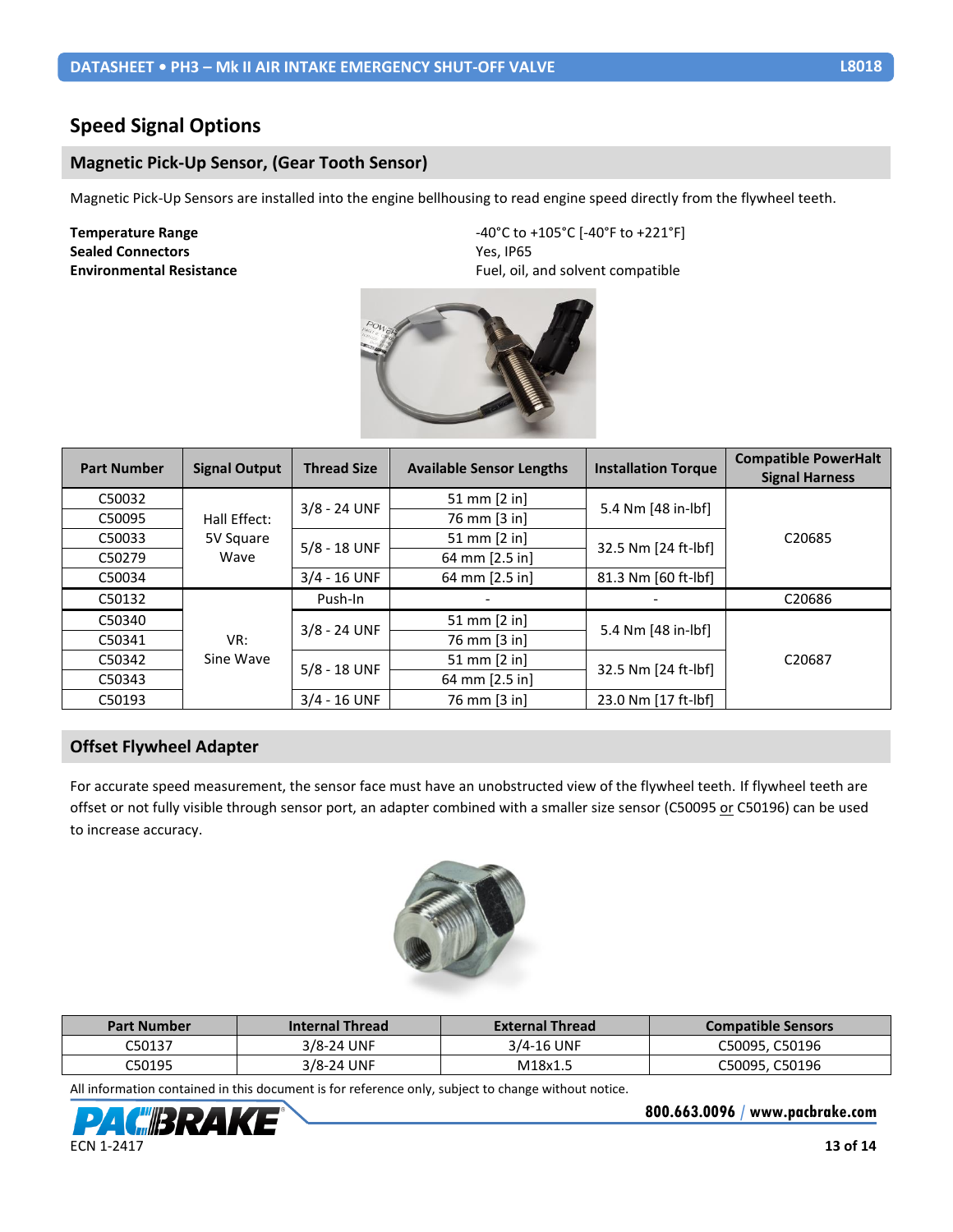## Speed Signal Options

### Magnetic Pick-Up Sensor, (Gear Tooth Sensor)

Magnetic Pick-Up Sensors are installed into the engine bellhousing to read engine speed directly from the flywheel teeth.

| | |
|---|---|
| **Temperature Range** | -40°C to +105°C [-40°F to +221°F] |
| **Sealed Connectors** | Yes, IP65 |
| **Environmental Resistance** | Fuel, oil, and solvent compatible |

| Part Number | Signal Output | Thread Size | Available Sensor Lengths | Installation Torque | Compatible PowerHalt Signal Harness |
|---|---|---|---|---|---|
| C50032 | Hall Effect: 5V Square Wave | 3/8 - 24 UNF | 51 mm [2 in] | 5.4 Nm [48 in-lbf] | C20685 |
| C50095 | | | 76 mm [3 in] | | |
| C50033 | | 5/8 - 18 UNF | 51 mm [2 in] | 32.5 Nm [24 ft-lbf] | |
| C50279 | | | 64 mm [2.5 in] | | |
| C50034 | | 3/4 - 16 UNF | 64 mm [2.5 in] | 81.3 Nm [60 ft-lbf] | |
| C50132 | VR: Sine Wave | Push-In | - | - | C20686 |
| C50340 | | 3/8 - 24 UNF | 51 mm [2 in] | 5.4 Nm [48 in-lbf] | C20687 |
| C50341 | | | 76 mm [3 in] | | |
| C50342 | | 5/8 - 18 UNF | 51 mm [2 in] | 32.5 Nm [24 ft-lbf] | |
| C50343 | | | 64 mm [2.5 in] | | |
| C50193 | | 3/4 - 16 UNF | 76 mm [3 in] | 23.0 Nm [17 ft-lbf] | |

### Offset Flywheel Adapter

For accurate speed measurement, the sensor face must have an unobstructed view of the flywheel teeth. If flywheel teeth are offset or not fully visible through sensor port, an adapter combined with a smaller size sensor (C50095 or C50196) can be used to increase accuracy.

| Part Number | Internal Thread | External Thread | Compatible Sensors |
|---|---|---|---|
| C50137 | 3/8-24 UNF | 3/4-16 UNF | C50095, C50196 |
| C50195 | 3/8-24 UNF | M18x1.5 | C50095, C50196 |

All information contained in this document is for reference only, subject to change without notice.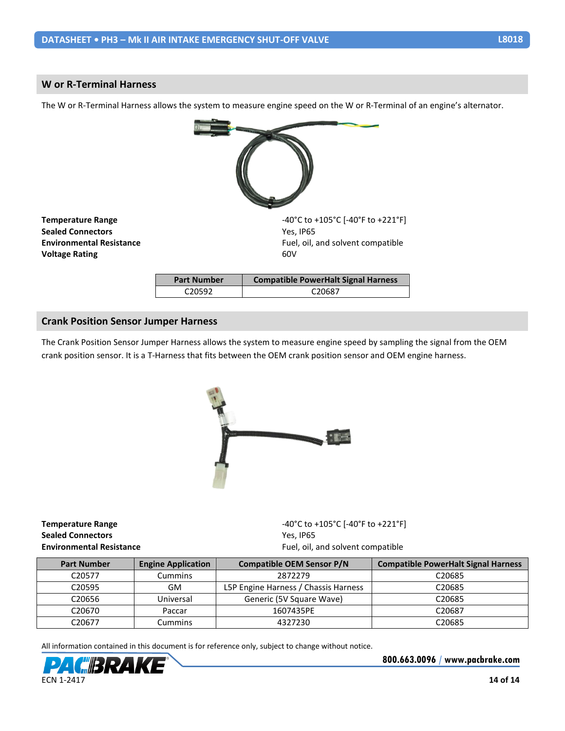## W or R-Terminal Harness

The W or R-Terminal Harness allows the system to measure engine speed on the W or R-Terminal of an engine's alternator.

| | |
|---|---|
| **Temperature Range** | -40°C to +105°C [-40°F to +221°F] |
| **Sealed Connectors** | Yes, IP65 |
| **Environmental Resistance** | Fuel, oil, and solvent compatible |
| **Voltage Rating** | 60V |

| Part Number | Compatible PowerHalt Signal Harness |
|---|---|
| C20592 | C20687 |

## Crank Position Sensor Jumper Harness

The Crank Position Sensor Jumper Harness allows the system to measure engine speed by sampling the signal from the OEM crank position sensor. It is a T-Harness that fits between the OEM crank position sensor and OEM engine harness.

| | |
|---|---|
| **Temperature Range** | -40°C to +105°C [-40°F to +221°F] |
| **Sealed Connectors** | Yes, IP65 |
| **Environmental Resistance** | Fuel, oil, and solvent compatible |

| Part Number | Engine Application | Compatible OEM Sensor P/N | Compatible PowerHalt Signal Harness |
|---|---|---|---|
| C20577 | Cummins | 2872279 | C20685 |
| C20595 | GM | L5P Engine Harness / Chassis Harness | C20685 |
| C20656 | Universal | Generic (5V Square Wave) | C20685 |
| C20670 | Paccar | 1607435PE | C20687 |
| C20677 | Cummins | 4327230 | C20685 |

All information contained in this document is for reference only, subject to change without notice.

PACBRAKE

800.663.0096 / www.pacbrake.com

ECN 1-2417